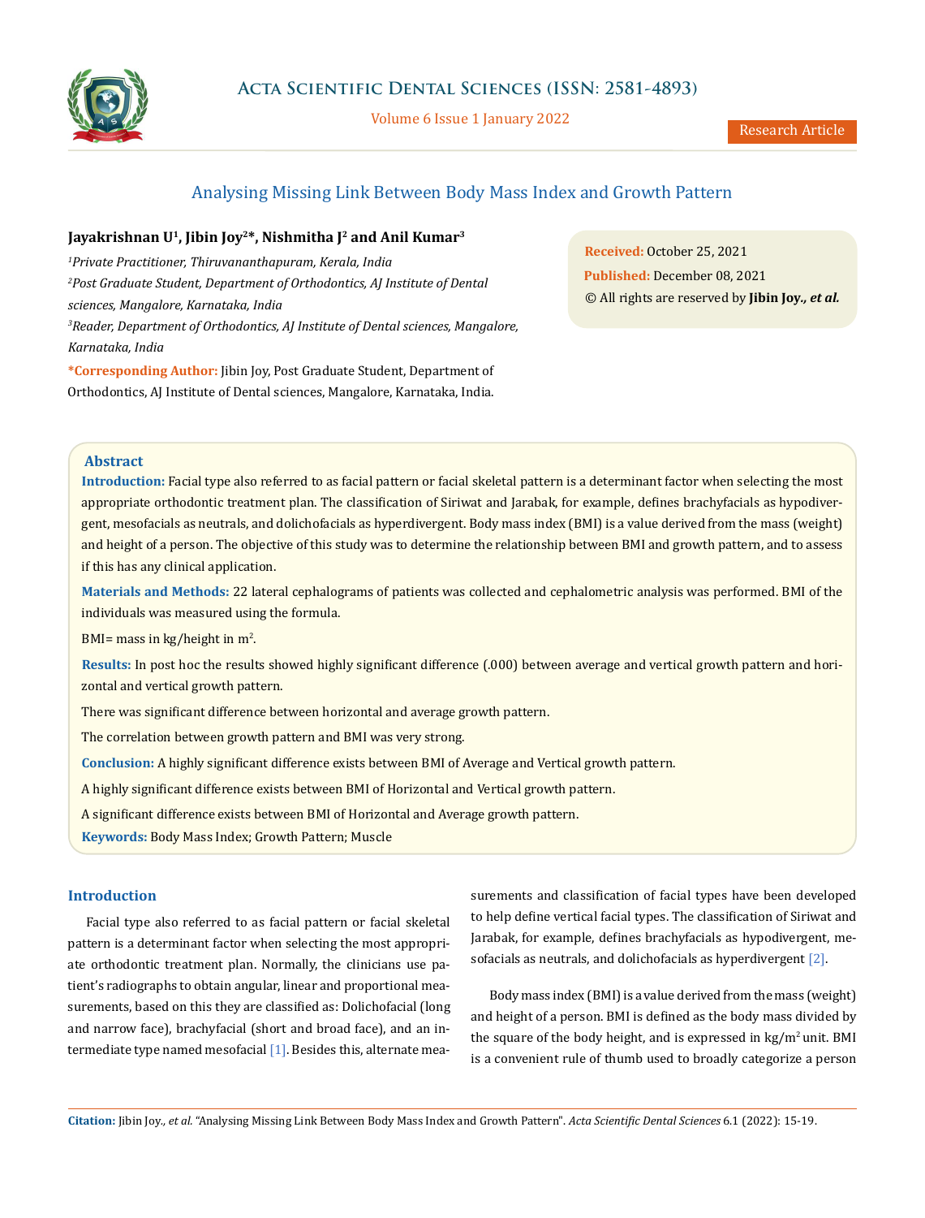# Analysing Missing Link Between Body Mass Index and Growth Pattern

**Jayakrishnan U[1], Jibin Joy[2]*, Nishmitha J[2] and Anil Kumar[3]**

[1]*Private Practitioner, Thiruvananthapuram, Kerala, India*

[2]*Post Graduate Student, Department of Orthodontics, AJ Institute of Dental sciences, Mangalore, Karnataka, India*

[3]*Reader, Department of Orthodontics, AJ Institute of Dental sciences, Mangalore, Karnataka, India*

***Corresponding Author:** Jibin Joy, Post Graduate Student, Department of Orthodontics, AJ Institute of Dental sciences, Mangalore, Karnataka, India.

**Received:** October 25, 2021
**Published:** December 08, 2021
© All rights are reserved by **Jibin Joy., *et al.***

## Abstract

**Introduction:** Facial type also referred to as facial pattern or facial skeletal pattern is a determinant factor when selecting the most appropriate orthodontic treatment plan. The classification of Siriwat and Jarabak, for example, defines brachyfacials as hypodivergent, mesofacials as neutrals, and dolichofacials as hyperdivergent. Body mass index (BMI) is a value derived from the mass (weight) and height of a person. The objective of this study was to determine the relationship between BMI and growth pattern, and to assess if this has any clinical application.

**Materials and Methods:** 22 lateral cephalograms of patients was collected and cephalometric analysis was performed. BMI of the individuals was measured using the formula.

BMI= mass in kg/height in $m^2$.

**Results:** In post hoc the results showed highly significant difference (.000) between average and vertical growth pattern and horizontal and vertical growth pattern.

There was significant difference between horizontal and average growth pattern.

The correlation between growth pattern and BMI was very strong.

**Conclusion:** A highly significant difference exists between BMI of Average and Vertical growth pattern.

A highly significant difference exists between BMI of Horizontal and Vertical growth pattern.

A significant difference exists between BMI of Horizontal and Average growth pattern.

**Keywords:** Body Mass Index; Growth Pattern; Muscle

## Introduction

Facial type also referred to as facial pattern or facial skeletal pattern is a determinant factor when selecting the most appropriate orthodontic treatment plan. Normally, the clinicians use patient's radiographs to obtain angular, linear and proportional measurements, based on this they are classified as: Dolichofacial (long and narrow face), brachyfacial (short and broad face), and an intermediate type named mesofacial [1]. Besides this, alternate measurements and classification of facial types have been developed to help define vertical facial types. The classification of Siriwat and Jarabak, for example, defines brachyfacials as hypodivergent, mesofacials as neutrals, and dolichofacials as hyperdivergent [2].

Body mass index (BMI) is a value derived from the mass (weight) and height of a person. BMI is defined as the body mass divided by the square of the body height, and is expressed in $kg/m^2$ unit. BMI is a convenient rule of thumb used to broadly categorize a person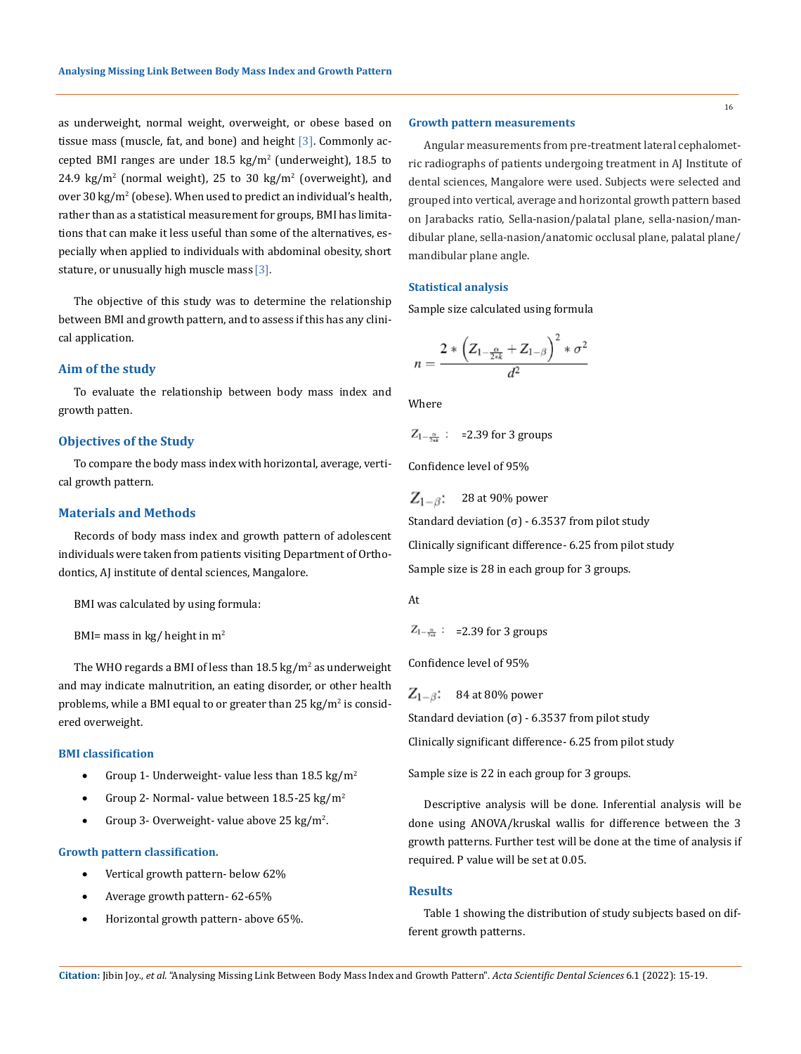as underweight, normal weight, overweight, or obese based on tissue mass (muscle, fat, and bone) and height [3]. Commonly accepted BMI ranges are under 18.5 kg/m$^2$ (underweight), 18.5 to 24.9 kg/m$^2$ (normal weight), 25 to 30 kg/m$^2$ (overweight), and over 30 kg/m$^2$ (obese). When used to predict an individual's health, rather than as a statistical measurement for groups, BMI has limitations that can make it less useful than some of the alternatives, especially when applied to individuals with abdominal obesity, short stature, or unusually high muscle mass [3].

The objective of this study was to determine the relationship between BMI and growth pattern, and to assess if this has any clinical application.

## Aim of the study

To evaluate the relationship between body mass index and growth patten.

## Objectives of the Study

To compare the body mass index with horizontal, average, vertical growth pattern.

## Materials and Methods

Records of body mass index and growth pattern of adolescent individuals were taken from patients visiting Department of Orthodontics, AJ institute of dental sciences, Mangalore.

BMI was calculated by using formula:

BMI= mass in kg/ height in m$^2$

The WHO regards a BMI of less than 18.5 kg/m$^2$ as underweight and may indicate malnutrition, an eating disorder, or other health problems, while a BMI equal to or greater than 25 kg/m$^2$ is considered overweight.

### BMI classification

- Group 1- Underweight- value less than 18.5 kg/m$^2$
- Group 2- Normal- value between 18.5-25 kg/m$^2$
- Group 3- Overweight- value above 25 kg/m$^2$.

### Growth pattern classification.

- Vertical growth pattern- below 62%
- Average growth pattern- 62-65%
- Horizontal growth pattern- above 65%.

### Growth pattern measurements

Angular measurements from pre-treatment lateral cephalometric radiographs of patients undergoing treatment in AJ Institute of dental sciences, Mangalore were used. Subjects were selected and grouped into vertical, average and horizontal growth pattern based on Jarabacks ratio, Sella-nasion/palatal plane, sella-nasion/mandibular plane, sella-nasion/anatomic occlusal plane, palatal plane/mandibular plane angle.

### Statistical analysis

Sample size calculated using formula

$$n = \frac{2 * \left(Z_{1-\frac{\alpha}{2*k}} + Z_{1-\beta}\right)^2 * \sigma^2}{d^2}$$

Where

$Z_{1-\frac{\alpha}{2*k}}$ : =2.39 for 3 groups

Confidence level of 95%

$Z_{1-\beta}$: 28 at 90% power

Standard deviation (σ) - 6.3537 from pilot study

Clinically significant difference- 6.25 from pilot study

Sample size is 28 in each group for 3 groups.

At

$Z_{1-\frac{\alpha}{2*k}}$ : =2.39 for 3 groups

Confidence level of 95%

$Z_{1-\beta}$: 84 at 80% power

Standard deviation (σ) - 6.3537 from pilot study

Clinically significant difference- 6.25 from pilot study

Sample size is 22 in each group for 3 groups.

Descriptive analysis will be done. Inferential analysis will be done using ANOVA/kruskal wallis for difference between the 3 growth patterns. Further test will be done at the time of analysis if required. P value will be set at 0.05.

## Results

Table 1 showing the distribution of study subjects based on different growth patterns.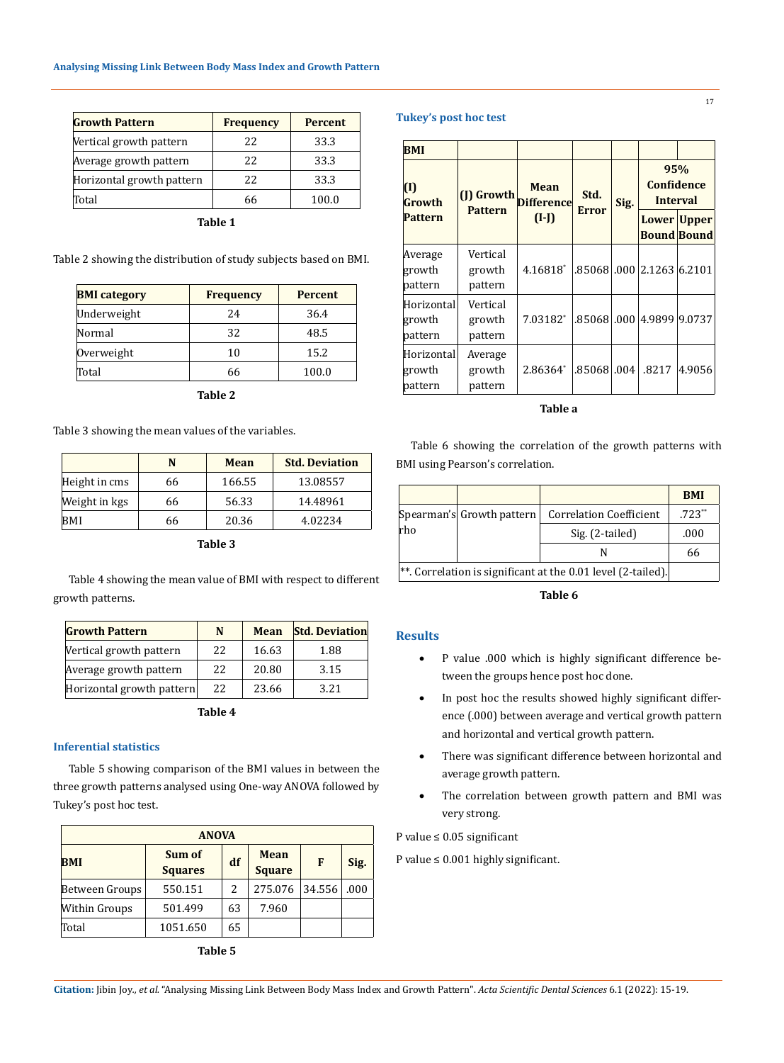| Growth Pattern | Frequency | Percent |
|---|---|---|
| Vertical growth pattern | 22 | 33.3 |
| Average growth pattern | 22 | 33.3 |
| Horizontal growth pattern | 22 | 33.3 |
| Total | 66 | 100.0 |

**Table 1**

Table 2 showing the distribution of study subjects based on BMI.

| BMI category | Frequency | Percent |
|---|---|---|
| Underweight | 24 | 36.4 |
| Normal | 32 | 48.5 |
| Overweight | 10 | 15.2 |
| Total | 66 | 100.0 |

**Table 2**

Table 3 showing the mean values of the variables.

| | N | Mean | Std. Deviation |
|---|---|---|---|
| Height in cms | 66 | 166.55 | 13.08557 |
| Weight in kgs | 66 | 56.33 | 14.48961 |
| BMI | 66 | 20.36 | 4.02234 |

**Table 3**

Table 4 showing the mean value of BMI with respect to different growth patterns.

| Growth Pattern | N | Mean | Std. Deviation |
|---|---|---|---|
| Vertical growth pattern | 22 | 16.63 | 1.88 |
| Average growth pattern | 22 | 20.80 | 3.15 |
| Horizontal growth pattern | 22 | 23.66 | 3.21 |

**Table 4**

### Inferential statistics

Table 5 showing comparison of the BMI values in between the three growth patterns analysed using One-way ANOVA followed by Tukey's post hoc test.

| ANOVA | | | | | |
|---|---|---|---|---|---|
| BMI | Sum of Squares | df | Mean Square | F | Sig. |
| Between Groups | 550.151 | 2 | 275.076 | 34.556 | .000 |
| Within Groups | 501.499 | 63 | 7.960 | | |
| Total | 1051.650 | 65 | | | |

**Table 5**

### Tukey's post hoc test

| BMI | | | | | | |
|---|---|---|---|---|---|---|
| (I) Growth Pattern | (J) Growth Pattern | Mean Difference (I-J) | Std. Error | Sig. | 95% Confidence Interval | |
| | | | | | Lower Bound | Upper Bound |
| Average growth pattern | Vertical growth pattern | 4.16818* | .85068 | .000 | 2.1263 | 6.2101 |
| Horizontal growth pattern | Vertical growth pattern | 7.03182* | .85068 | .000 | 4.9899 | 9.0737 |
| Horizontal growth pattern | Average growth pattern | 2.86364* | .85068 | .004 | .8217 | 4.9056 |

**Table a**

Table 6 showing the correlation of the growth patterns with BMI using Pearson's correlation.

| | | | BMI |
|---|---|---|---|
| Spearman's rho | Growth pattern | Correlation Coefficient | .723** |
| | | Sig. (2-tailed) | .000 |
| | | N | 66 |
| **. Correlation is significant at the 0.01 level (2-tailed). | | | |

**Table 6**

### Results

- P value .000 which is highly significant difference between the groups hence post hoc done.
- In post hoc the results showed highly significant difference (.000) between average and vertical growth pattern and horizontal and vertical growth pattern.
- There was significant difference between horizontal and average growth pattern.
- The correlation between growth pattern and BMI was very strong.

P value $\leq$ 0.05 significant

P value $\leq$ 0.001 highly significant.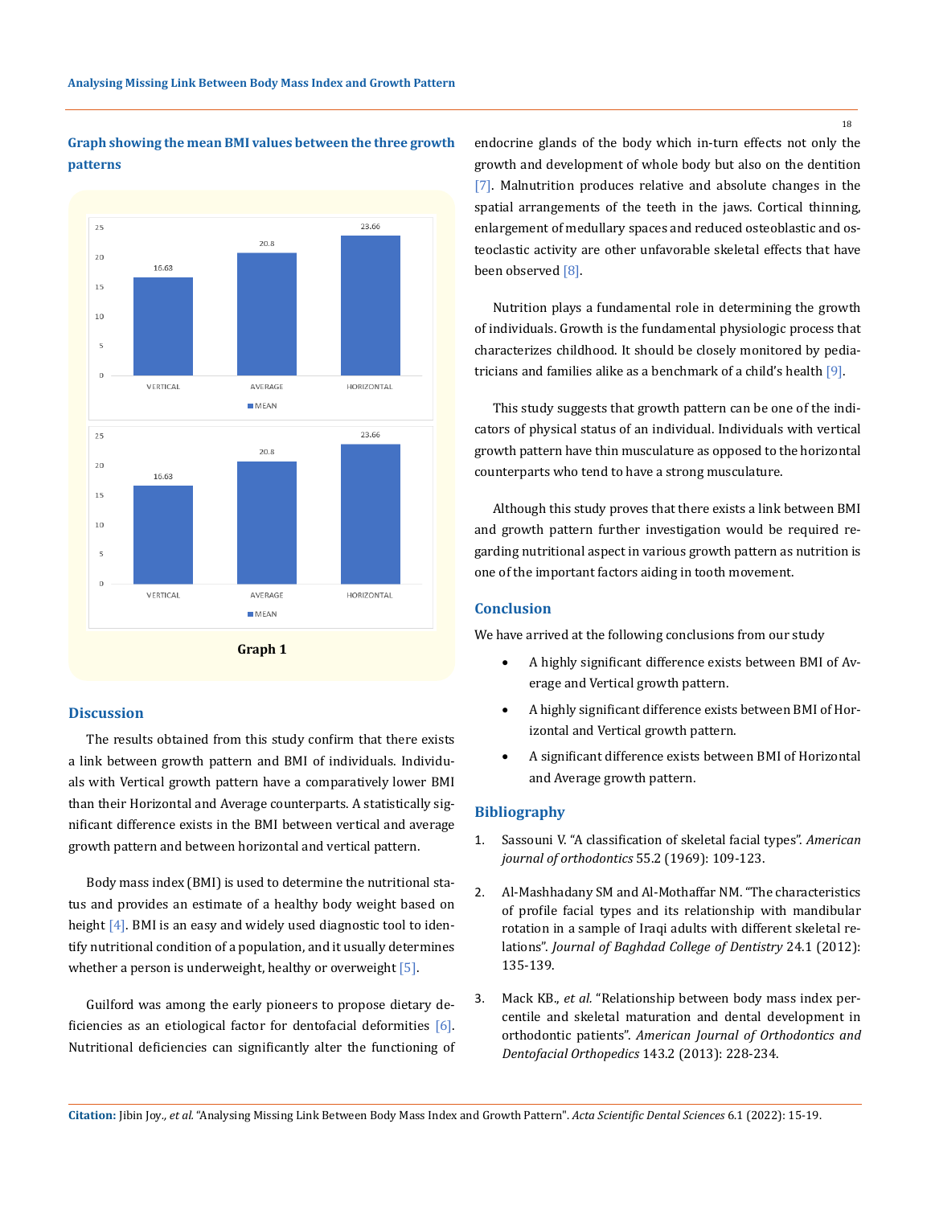**Graph showing the mean BMI values between the three growth patterns**

Graph 1

## Discussion

The results obtained from this study confirm that there exists a link between growth pattern and BMI of individuals. Individuals with Vertical growth pattern have a comparatively lower BMI than their Horizontal and Average counterparts. A statistically significant difference exists in the BMI between vertical and average growth pattern and between horizontal and vertical pattern.

Body mass index (BMI) is used to determine the nutritional status and provides an estimate of a healthy body weight based on height [4]. BMI is an easy and widely used diagnostic tool to identify nutritional condition of a population, and it usually determines whether a person is underweight, healthy or overweight [5].

Guilford was among the early pioneers to propose dietary deficiencies as an etiological factor for dentofacial deformities [6]. Nutritional deficiencies can significantly alter the functioning of endocrine glands of the body which in-turn effects not only the growth and development of whole body but also on the dentition [7]. Malnutrition produces relative and absolute changes in the spatial arrangements of the teeth in the jaws. Cortical thinning, enlargement of medullary spaces and reduced osteoblastic and osteoclastic activity are other unfavorable skeletal effects that have been observed [8].

Nutrition plays a fundamental role in determining the growth of individuals. Growth is the fundamental physiologic process that characterizes childhood. It should be closely monitored by pediatricians and families alike as a benchmark of a child's health [9].

This study suggests that growth pattern can be one of the indicators of physical status of an individual. Individuals with vertical growth pattern have thin musculature as opposed to the horizontal counterparts who tend to have a strong musculature.

Although this study proves that there exists a link between BMI and growth pattern further investigation would be required regarding nutritional aspect in various growth pattern as nutrition is one of the important factors aiding in tooth movement.

## Conclusion

We have arrived at the following conclusions from our study

- A highly significant difference exists between BMI of Average and Vertical growth pattern.
- A highly significant difference exists between BMI of Horizontal and Vertical growth pattern.
- A significant difference exists between BMI of Horizontal and Average growth pattern.

## Bibliography

1. Sassouni V. "A classification of skeletal facial types". *American journal of orthodontics* 55.2 (1969): 109-123.
2. Al-Mashhadany SM and Al-Mothaffar NM. "The characteristics of profile facial types and its relationship with mandibular rotation in a sample of Iraqi adults with different skeletal relations". *Journal of Baghdad College of Dentistry* 24.1 (2012): 135-139.
3. Mack KB., *et al.* "Relationship between body mass index percentile and skeletal maturation and dental development in orthodontic patients". *American Journal of Orthodontics and Dentofacial Orthopedics* 143.2 (2013): 228-234.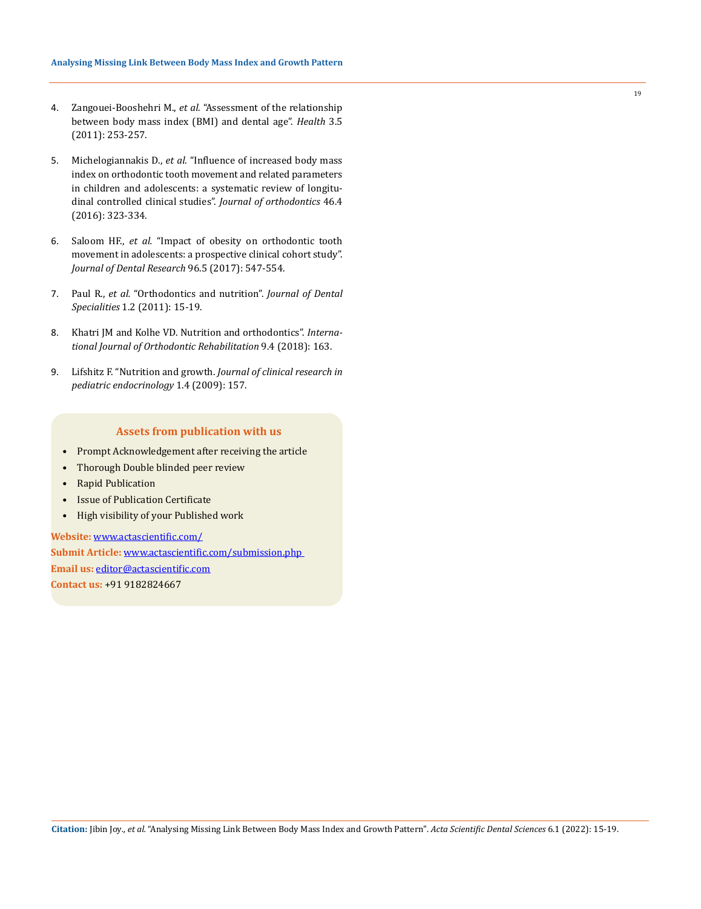4. Zangouei-Booshehri M., *et al.* "Assessment of the relationship between body mass index (BMI) and dental age". *Health* 3.5 (2011): 253-257.

5. Michelogiannakis D., *et al.* "Influence of increased body mass index on orthodontic tooth movement and related parameters in children and adolescents: a systematic review of longitudinal controlled clinical studies". *Journal of orthodontics* 46.4 (2016): 323-334.

6. Saloom HF., *et al.* "Impact of obesity on orthodontic tooth movement in adolescents: a prospective clinical cohort study". *Journal of Dental Research* 96.5 (2017): 547-554.

7. Paul R., *et al.* "Orthodontics and nutrition". *Journal of Dental Specialities* 1.2 (2011): 15-19.

8. Khatri JM and Kolhe VD. Nutrition and orthodontics". *International Journal of Orthodontic Rehabilitation* 9.4 (2018): 163.

9. Lifshitz F. "Nutrition and growth. *Journal of clinical research in pediatric endocrinology* 1.4 (2009): 157.

**Assets from publication with us**

- Prompt Acknowledgement after receiving the article
- Thorough Double blinded peer review
- Rapid Publication
- Issue of Publication Certificate
- High visibility of your Published work

**Website:** www.actascientific.com/
**Submit Article:** www.actascientific.com/submission.php
**Email us:** editor@actascientific.com
**Contact us:** +91 9182824667